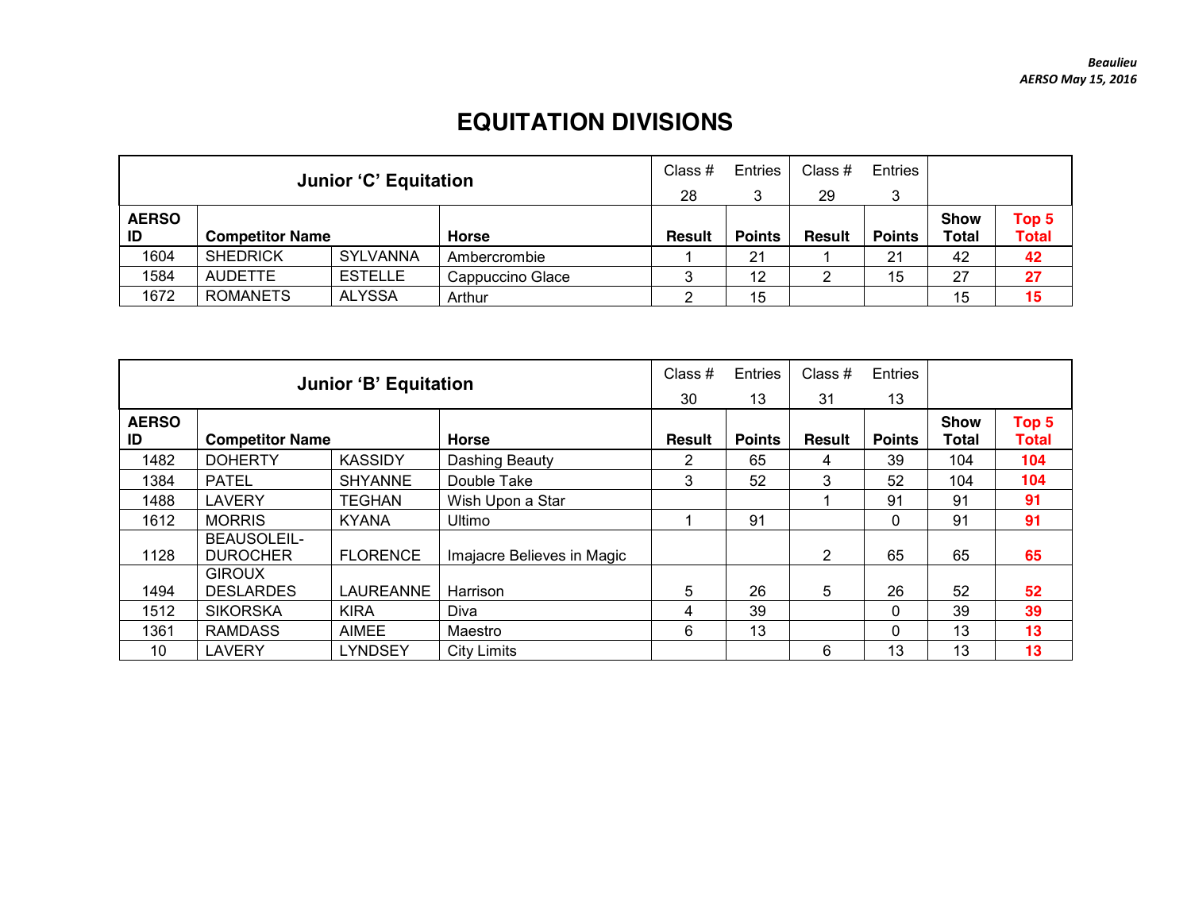# EQUITATION DIVISIONS

| Junior 'C' Equitation | | | | Class # 28 | Entries 3 | Class # 29 | Entries 3 | | |
|---|---|---|---|---|---|---|---|---|---|
| **AERSO ID** | **Competitor Name** | | **Horse** | **Result** | **Points** | **Result** | **Points** | **Show Total** | **Top 5 Total** |
| 1604 | SHEDRICK | SYLVANNA | Ambercrombie | 1 | 21 | 1 | 21 | 42 | **42** |
| 1584 | AUDETTE | ESTELLE | Cappuccino Glace | 3 | 12 | 2 | 15 | 27 | **27** |
| 1672 | ROMANETS | ALYSSA | Arthur | 2 | 15 | | | 15 | **15** |

| Junior 'B' Equitation | | | | Class # 30 | Entries 13 | Class # 31 | Entries 13 | | |
|---|---|---|---|---|---|---|---|---|---|
| **AERSO ID** | **Competitor Name** | | **Horse** | **Result** | **Points** | **Result** | **Points** | **Show Total** | **Top 5 Total** |
| 1482 | DOHERTY | KASSIDY | Dashing Beauty | 2 | 65 | 4 | 39 | 104 | **104** |
| 1384 | PATEL | SHYANNE | Double Take | 3 | 52 | 3 | 52 | 104 | **104** |
| 1488 | LAVERY | TEGHAN | Wish Upon a Star | | | 1 | 91 | 91 | **91** |
| 1612 | MORRIS | KYANA | Ultimo | 1 | 91 | | 0 | 91 | **91** |
| 1128 | BEAUSOLEIL-DUROCHER | FLORENCE | Imajacre Believes in Magic | | | 2 | 65 | 65 | **65** |
| 1494 | GIROUX DESLARDES | LAUREANNE | Harrison | 5 | 26 | 5 | 26 | 52 | **52** |
| 1512 | SIKORSKA | KIRA | Diva | 4 | 39 | | 0 | 39 | **39** |
| 1361 | RAMDASS | AIMEE | Maestro | 6 | 13 | | 0 | 13 | **13** |
| 10 | LAVERY | LYNDSEY | City Limits | | | 6 | 13 | 13 | **13** |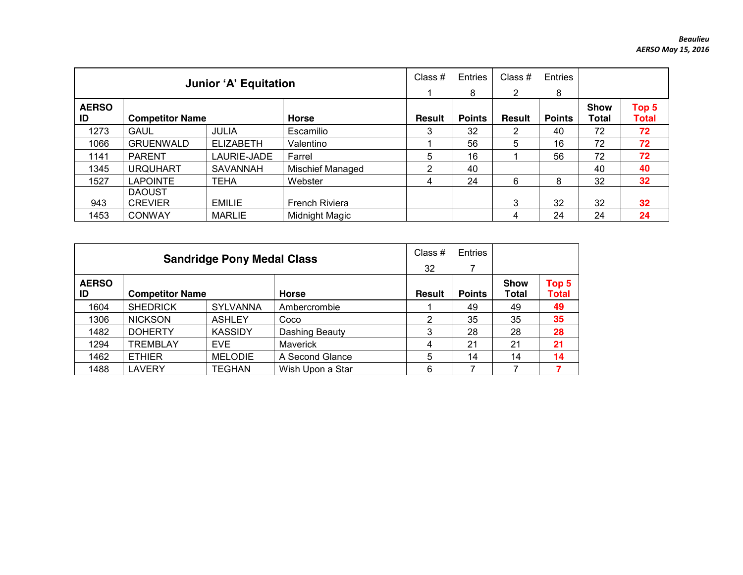| Junior 'A' Equitation | | | | Class # 1 | Entries 8 | Class # 2 | Entries 8 | | |
|---|---|---|---|---|---|---|---|---|---|
| AERSO ID | Competitor Name | | Horse | Result | Points | Result | Points | Show Total | Top 5 Total |
| 1273 | GAUL | JULIA | Escamilio | 3 | 32 | 2 | 40 | 72 | **72** |
| 1066 | GRUENWALD | ELIZABETH | Valentino | 1 | 56 | 5 | 16 | 72 | **72** |
| 1141 | PARENT | LAURIE-JADE | Farrel | 5 | 16 | 1 | 56 | 72 | **72** |
| 1345 | URQUHART | SAVANNAH | Mischief Managed | 2 | 40 | | | 40 | **40** |
| 1527 | LAPOINTE | TEHA | Webster | 4 | 24 | 6 | 8 | 32 | **32** |
| 943 | DAOUST CREVIER | EMILIE | French Riviera | | | 3 | 32 | 32 | **32** |
| 1453 | CONWAY | MARLIE | Midnight Magic | | | 4 | 24 | 24 | **24** |

| Sandridge Pony Medal Class | | | | Class # 32 | Entries 7 | | |
|---|---|---|---|---|---|---|---|
| AERSO ID | Competitor Name | | Horse | Result | Points | Show Total | Top 5 Total |
| 1604 | SHEDRICK | SYLVANNA | Ambercrombie | 1 | 49 | 49 | **49** |
| 1306 | NICKSON | ASHLEY | Coco | 2 | 35 | 35 | **35** |
| 1482 | DOHERTY | KASSIDY | Dashing Beauty | 3 | 28 | 28 | **28** |
| 1294 | TREMBLAY | EVE | Maverick | 4 | 21 | 21 | **21** |
| 1462 | ETHIER | MELODIE | A Second Glance | 5 | 14 | 14 | **14** |
| 1488 | LAVERY | TEGHAN | Wish Upon a Star | 6 | 7 | 7 | **7** |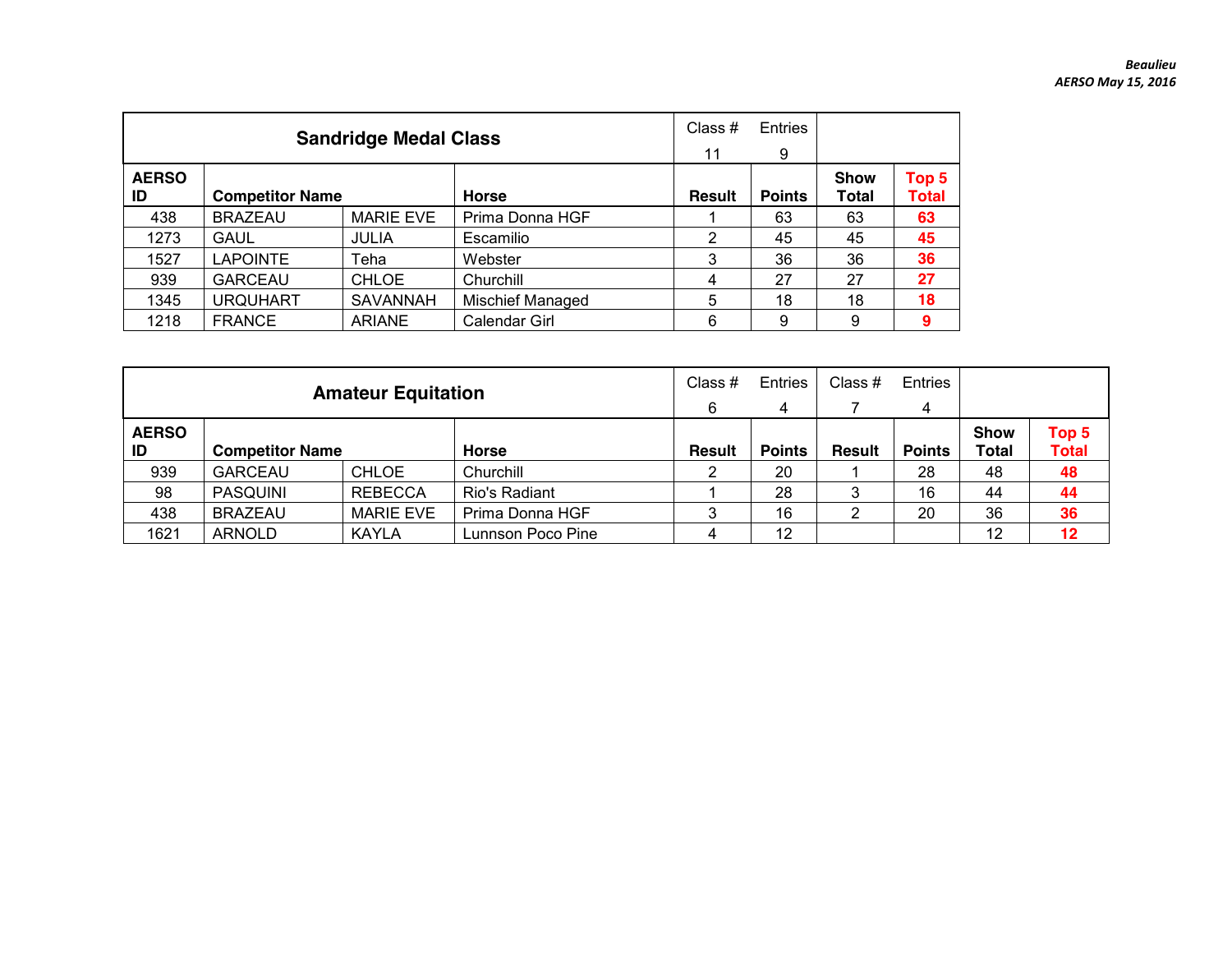## Sandridge Medal Class

| AERSO ID | Competitor Name | | Horse | Result | Points | Show Total | Top 5 Total |
|---|---|---|---|---|---|---|---|
| | | | | Class # 11 | Entries 9 | | |
| 438 | BRAZEAU | MARIE EVE | Prima Donna HGF | 1 | 63 | 63 | **63** |
| 1273 | GAUL | JULIA | Escamilio | 2 | 45 | 45 | **45** |
| 1527 | LAPOINTE | Teha | Webster | 3 | 36 | 36 | **36** |
| 939 | GARCEAU | CHLOE | Churchill | 4 | 27 | 27 | **27** |
| 1345 | URQUHART | SAVANNAH | Mischief Managed | 5 | 18 | 18 | **18** |
| 1218 | FRANCE | ARIANE | Calendar Girl | 6 | 9 | 9 | **9** |

## Amateur Equitation

| AERSO ID | Competitor Name | | Horse | Result | Points | Result | Points | Show Total | Top 5 Total |
|---|---|---|---|---|---|---|---|---|---|
| | | | | Class # 6 | Entries 4 | Class # 7 | Entries 4 | | |
| 939 | GARCEAU | CHLOE | Churchill | 2 | 20 | 1 | 28 | 48 | **48** |
| 98 | PASQUINI | REBECCA | Rio's Radiant | 1 | 28 | 3 | 16 | 44 | **44** |
| 438 | BRAZEAU | MARIE EVE | Prima Donna HGF | 3 | 16 | 2 | 20 | 36 | **36** |
| 1621 | ARNOLD | KAYLA | Lunnson Poco Pine | 4 | 12 | | | 12 | **12** |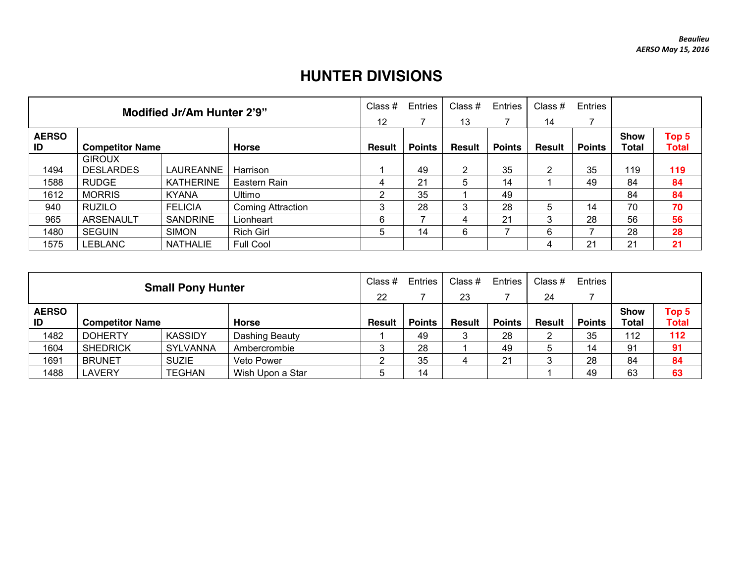# HUNTER DIVISIONS

| Modified Jr/Am Hunter 2'9" | | | | Class # 12 | Entries 7 | Class # 13 | Entries 7 | Class # 14 | Entries 7 | | |
|---|---|---|---|---|---|---|---|---|---|---|---|
| **AERSO ID** | **Competitor Name** | | **Horse** | **Result** | **Points** | **Result** | **Points** | **Result** | **Points** | **Show Total** | **Top 5 Total** |
| 1494 | GIROUX DESLARDES | LAUREANNE | Harrison | 1 | 49 | 2 | 35 | 2 | 35 | 119 | **119** |
| 1588 | RUDGE | KATHERINE | Eastern Rain | 4 | 21 | 5 | 14 | 1 | 49 | 84 | **84** |
| 1612 | MORRIS | KYANA | Ultimo | 2 | 35 | 1 | 49 | | | 84 | **84** |
| 940 | RUZILO | FELICIA | Coming Attraction | 3 | 28 | 3 | 28 | 5 | 14 | 70 | **70** |
| 965 | ARSENAULT | SANDRINE | Lionheart | 6 | 7 | 4 | 21 | 3 | 28 | 56 | **56** |
| 1480 | SEGUIN | SIMON | Rich Girl | 5 | 14 | 6 | 7 | 6 | 7 | 28 | **28** |
| 1575 | LEBLANC | NATHALIE | Full Cool | | | | | 4 | 21 | 21 | **21** |

| Small Pony Hunter | | | | Class # 22 | Entries 7 | Class # 23 | Entries 7 | Class # 24 | Entries 7 | | |
|---|---|---|---|---|---|---|---|---|---|---|---|
| **AERSO ID** | **Competitor Name** | | **Horse** | **Result** | **Points** | **Result** | **Points** | **Result** | **Points** | **Show Total** | **Top 5 Total** |
| 1482 | DOHERTY | KASSIDY | Dashing Beauty | 1 | 49 | 3 | 28 | 2 | 35 | 112 | **112** |
| 1604 | SHEDRICK | SYLVANNA | Ambercrombie | 3 | 28 | 1 | 49 | 5 | 14 | 91 | **91** |
| 1691 | BRUNET | SUZIE | Veto Power | 2 | 35 | 4 | 21 | 3 | 28 | 84 | **84** |
| 1488 | LAVERY | TEGHAN | Wish Upon a Star | 5 | 14 | | | 1 | 49 | 63 | **63** |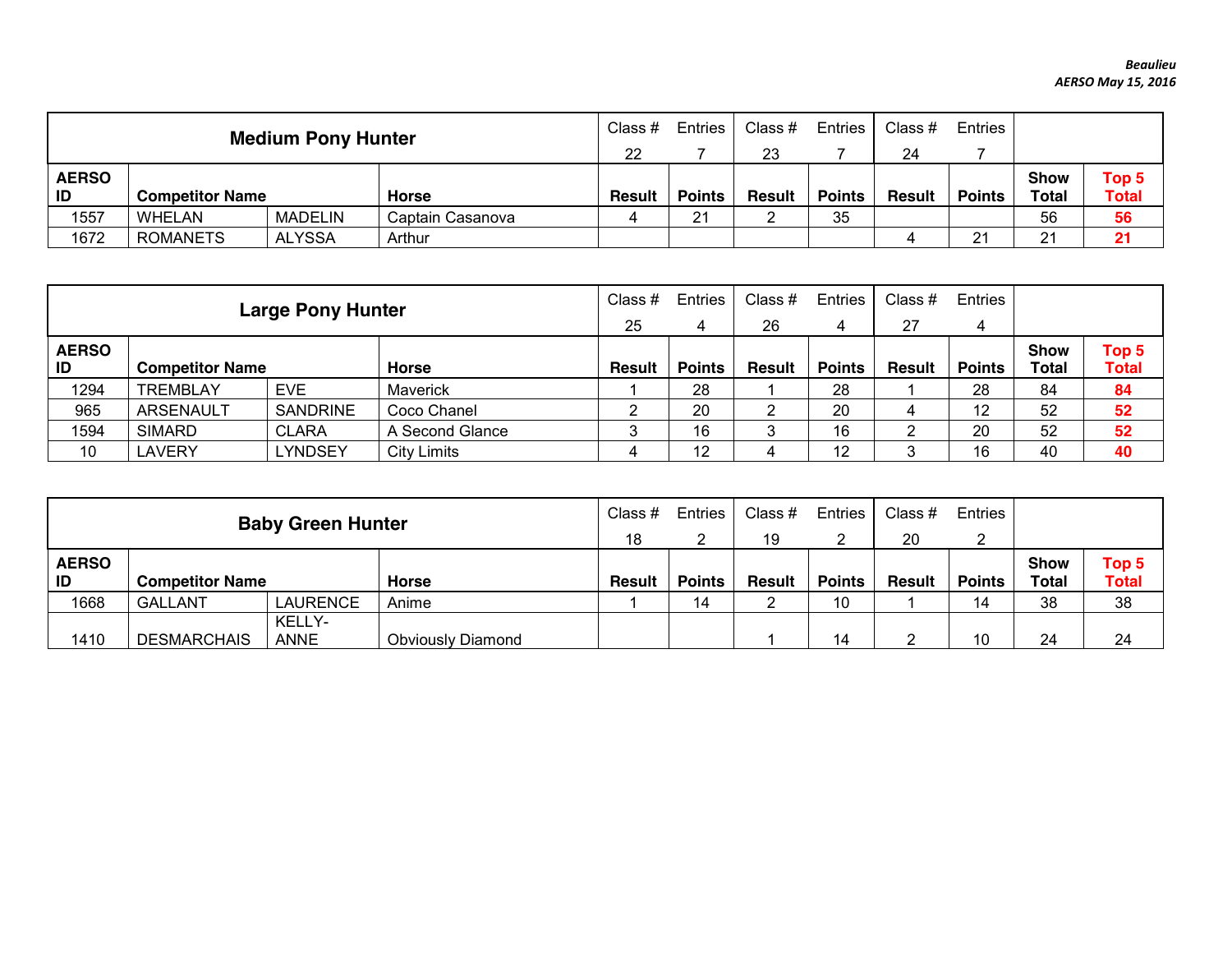| Medium Pony Hunter | | | | Class # 22 | Entries 7 | Class # 23 | Entries 7 | Class # 24 | Entries 7 | | |
|---|---|---|---|---|---|---|---|---|---|---|---|
| **AERSO ID** | **Competitor Name** | | **Horse** | **Result** | **Points** | **Result** | **Points** | **Result** | **Points** | **Show Total** | **Top 5 Total** |
| 1557 | WHELAN | MADELIN | Captain Casanova | 4 | 21 | 2 | 35 | | | 56 | **56** |
| 1672 | ROMANETS | ALYSSA | Arthur | | | | | 4 | 21 | 21 | **21** |

| Large Pony Hunter | | | | Class # 25 | Entries 4 | Class # 26 | Entries 4 | Class # 27 | Entries 4 | | |
|---|---|---|---|---|---|---|---|---|---|---|---|
| **AERSO ID** | **Competitor Name** | | **Horse** | **Result** | **Points** | **Result** | **Points** | **Result** | **Points** | **Show Total** | **Top 5 Total** |
| 1294 | TREMBLAY | EVE | Maverick | 1 | 28 | 1 | 28 | 1 | 28 | 84 | **84** |
| 965 | ARSENAULT | SANDRINE | Coco Chanel | 2 | 20 | 2 | 20 | 4 | 12 | 52 | **52** |
| 1594 | SIMARD | CLARA | A Second Glance | 3 | 16 | 3 | 16 | 2 | 20 | 52 | **52** |
| 10 | LAVERY | LYNDSEY | City Limits | 4 | 12 | 4 | 12 | 3 | 16 | 40 | **40** |

| Baby Green Hunter | | | | Class # 18 | Entries 2 | Class # 19 | Entries 2 | Class # 20 | Entries 2 | | |
|---|---|---|---|---|---|---|---|---|---|---|---|
| **AERSO ID** | **Competitor Name** | | **Horse** | **Result** | **Points** | **Result** | **Points** | **Result** | **Points** | **Show Total** | **Top 5 Total** |
| 1668 | GALLANT | LAURENCE | Anime | 1 | 14 | 2 | 10 | 1 | 14 | 38 | 38 |
| 1410 | DESMARCHAIS | KELLY-ANNE | Obviously Diamond | | | 1 | 14 | 2 | 10 | 24 | 24 |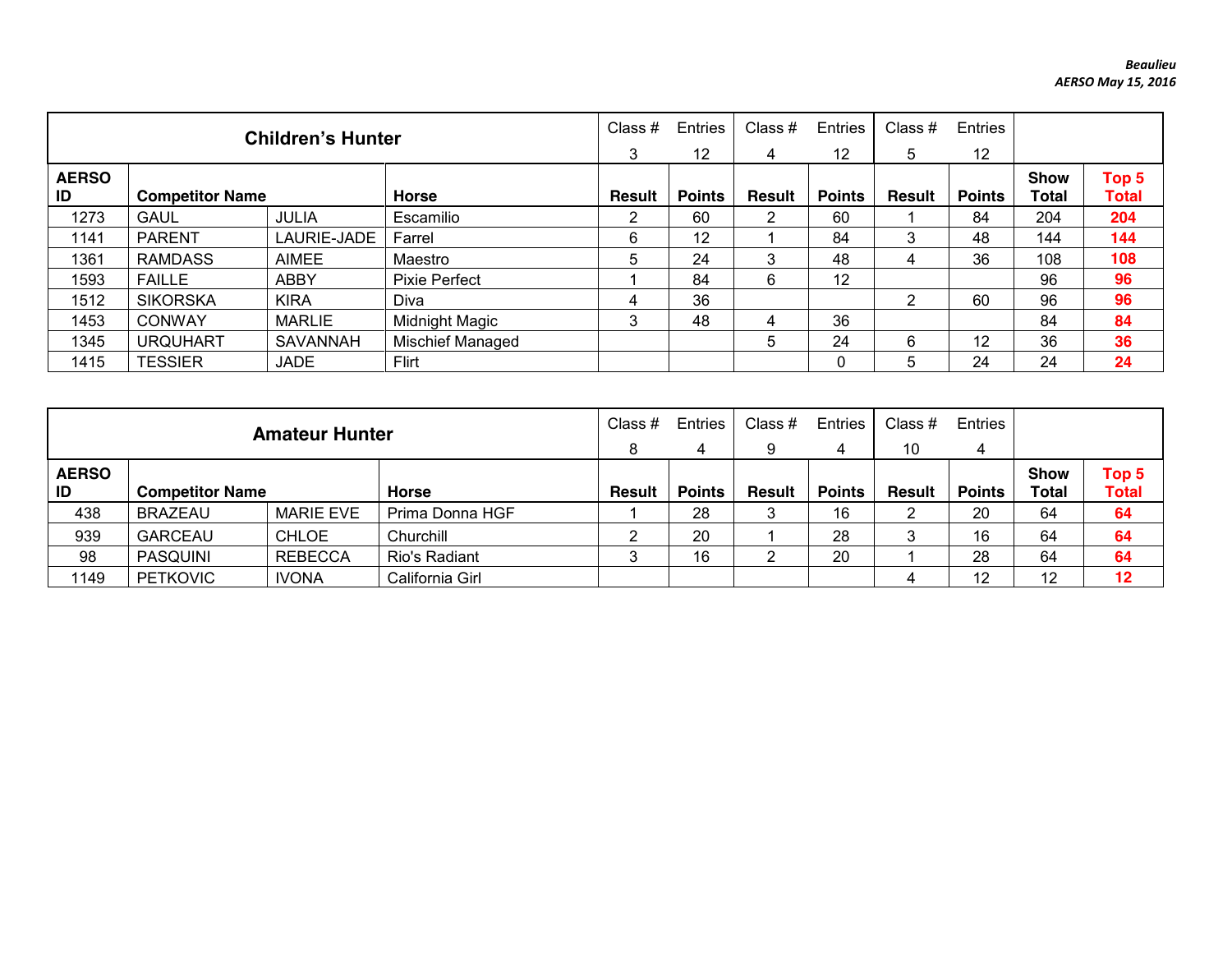| Children's Hunter | | | | Class # 3 | Entries 12 | Class # 4 | Entries 12 | Class # 5 | Entries 12 | | |
|---|---|---|---|---|---|---|---|---|---|---|---|
| **AERSO ID** | **Competitor Name** | | **Horse** | **Result** | **Points** | **Result** | **Points** | **Result** | **Points** | **Show Total** | **Top 5 Total** |
| 1273 | GAUL | JULIA | Escamilio | 2 | 60 | 2 | 60 | 1 | 84 | 204 | **204** |
| 1141 | PARENT | LAURIE-JADE | Farrel | 6 | 12 | 1 | 84 | 3 | 48 | 144 | **144** |
| 1361 | RAMDASS | AIMEE | Maestro | 5 | 24 | 3 | 48 | 4 | 36 | 108 | **108** |
| 1593 | FAILLE | ABBY | Pixie Perfect | 1 | 84 | 6 | 12 | | | 96 | **96** |
| 1512 | SIKORSKA | KIRA | Diva | 4 | 36 | | | 2 | 60 | 96 | **96** |
| 1453 | CONWAY | MARLIE | Midnight Magic | 3 | 48 | 4 | 36 | | | 84 | **84** |
| 1345 | URQUHART | SAVANNAH | Mischief Managed | | | 5 | 24 | 6 | 12 | 36 | **36** |
| 1415 | TESSIER | JADE | Flirt | | | | 0 | 5 | 24 | 24 | **24** |

| Amateur Hunter | | | | Class # 8 | Entries 4 | Class # 9 | Entries 4 | Class # 10 | Entries 4 | | |
|---|---|---|---|---|---|---|---|---|---|---|---|
| **AERSO ID** | **Competitor Name** | | **Horse** | **Result** | **Points** | **Result** | **Points** | **Result** | **Points** | **Show Total** | **Top 5 Total** |
| 438 | BRAZEAU | MARIE EVE | Prima Donna HGF | 1 | 28 | 3 | 16 | 2 | 20 | 64 | **64** |
| 939 | GARCEAU | CHLOE | Churchill | 2 | 20 | 1 | 28 | 3 | 16 | 64 | **64** |
| 98 | PASQUINI | REBECCA | Rio's Radiant | 3 | 16 | 2 | 20 | 1 | 28 | 64 | **64** |
| 1149 | PETKOVIC | IVONA | California Girl | | | | | 4 | 12 | 12 | **12** |